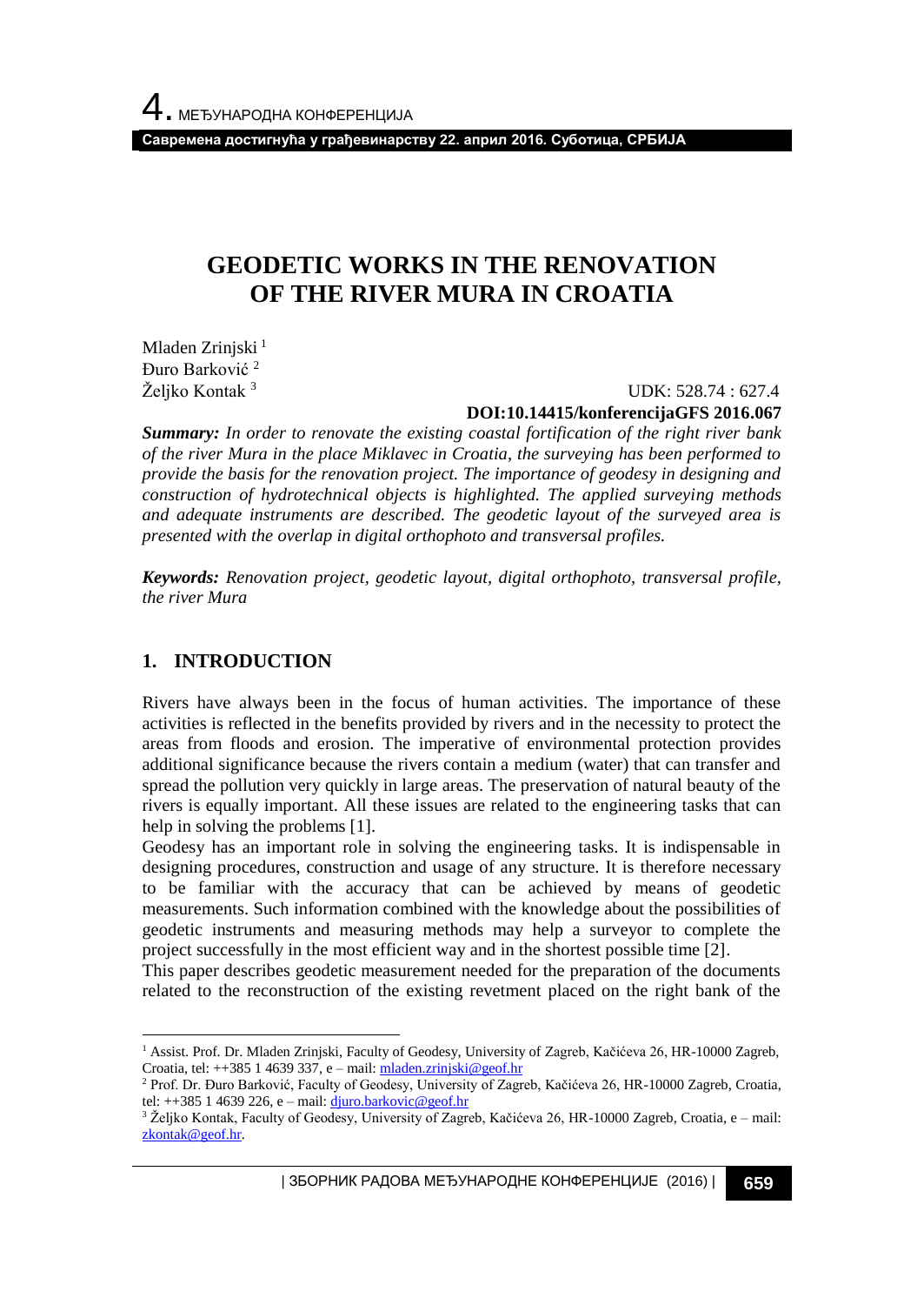# GEODETIC WORKS IN THE RENOVATION OF THE RIVER MURA IN CROATIA

Mladen Zrinjski [1]
Đuro Barković [2]
Željko Kontak [3]

UDK: 528.74 : 627.4
**DOI:10.14415/konferencijaGFS 2016.067**

***Summary:*** *In order to renovate the existing coastal fortification of the right river bank of the river Mura in the place Miklavec in Croatia, the surveying has been performed to provide the basis for the renovation project. The importance of geodesy in designing and construction of hydrotechnical objects is highlighted. The applied surveying methods and adequate instruments are described. The geodetic layout of the surveyed area is presented with the overlap in digital orthophoto and transversal profiles.*

***Keywords:*** *Renovation project, geodetic layout, digital orthophoto, transversal profile, the river Mura*

## 1. INTRODUCTION

Rivers have always been in the focus of human activities. The importance of these activities is reflected in the benefits provided by rivers and in the necessity to protect the areas from floods and erosion. The imperative of environmental protection provides additional significance because the rivers contain a medium (water) that can transfer and spread the pollution very quickly in large areas. The preservation of natural beauty of the rivers is equally important. All these issues are related to the engineering tasks that can help in solving the problems [1].

Geodesy has an important role in solving the engineering tasks. It is indispensable in designing procedures, construction and usage of any structure. It is therefore necessary to be familiar with the accuracy that can be achieved by means of geodetic measurements. Such information combined with the knowledge about the possibilities of geodetic instruments and measuring methods may help a surveyor to complete the project successfully in the most efficient way and in the shortest possible time [2].

This paper describes geodetic measurement needed for the preparation of the documents related to the reconstruction of the existing revetment placed on the right bank of the

---

[1] Assist. Prof. Dr. Mladen Zrinjski, Faculty of Geodesy, University of Zagreb, Kačićeva 26, HR-10000 Zagreb, Croatia, tel: ++385 1 4639 337, e – mail: mladen.zrinjski@geof.hr

[2] Prof. Dr. Đuro Barković, Faculty of Geodesy, University of Zagreb, Kačićeva 26, HR-10000 Zagreb, Croatia, tel: ++385 1 4639 226, e – mail: djuro.barkovic@geof.hr

[3] Željko Kontak, Faculty of Geodesy, University of Zagreb, Kačićeva 26, HR-10000 Zagreb, Croatia, e – mail: zkontak@geof.hr.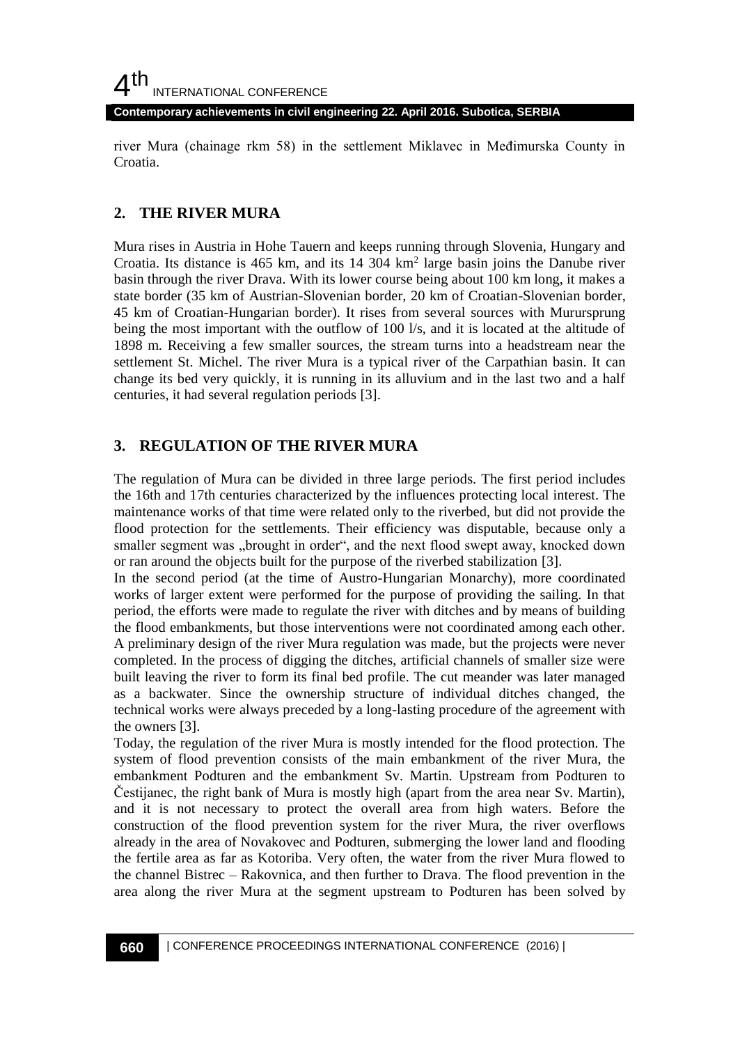river Mura (chainage rkm 58) in the settlement Miklavec in Međimurska County in Croatia.

## 2. THE RIVER MURA

Mura rises in Austria in Hohe Tauern and keeps running through Slovenia, Hungary and Croatia. Its distance is 465 km, and its 14 304 km$^2$ large basin joins the Danube river basin through the river Drava. With its lower course being about 100 km long, it makes a state border (35 km of Austrian-Slovenian border, 20 km of Croatian-Slovenian border, 45 km of Croatian-Hungarian border). It rises from several sources with Murursprung being the most important with the outflow of 100 l/s, and it is located at the altitude of 1898 m. Receiving a few smaller sources, the stream turns into a headstream near the settlement St. Michel. The river Mura is a typical river of the Carpathian basin. It can change its bed very quickly, it is running in its alluvium and in the last two and a half centuries, it had several regulation periods [3].

## 3. REGULATION OF THE RIVER MURA

The regulation of Mura can be divided in three large periods. The first period includes the 16th and 17th centuries characterized by the influences protecting local interest. The maintenance works of that time were related only to the riverbed, but did not provide the flood protection for the settlements. Their efficiency was disputable, because only a smaller segment was „brought in order", and the next flood swept away, knocked down or ran around the objects built for the purpose of the riverbed stabilization [3].

In the second period (at the time of Austro-Hungarian Monarchy), more coordinated works of larger extent were performed for the purpose of providing the sailing. In that period, the efforts were made to regulate the river with ditches and by means of building the flood embankments, but those interventions were not coordinated among each other. A preliminary design of the river Mura regulation was made, but the projects were never completed. In the process of digging the ditches, artificial channels of smaller size were built leaving the river to form its final bed profile. The cut meander was later managed as a backwater. Since the ownership structure of individual ditches changed, the technical works were always preceded by a long-lasting procedure of the agreement with the owners [3].

Today, the regulation of the river Mura is mostly intended for the flood protection. The system of flood prevention consists of the main embankment of the river Mura, the embankment Podturen and the embankment Sv. Martin. Upstream from Podturen to Čestijanec, the right bank of Mura is mostly high (apart from the area near Sv. Martin), and it is not necessary to protect the overall area from high waters. Before the construction of the flood prevention system for the river Mura, the river overflows already in the area of Novakovec and Podturen, submerging the lower land and flooding the fertile area as far as Kotoriba. Very often, the water from the river Mura flowed to the channel Bistrec – Rakovnica, and then further to Drava. The flood prevention in the area along the river Mura at the segment upstream to Podturen has been solved by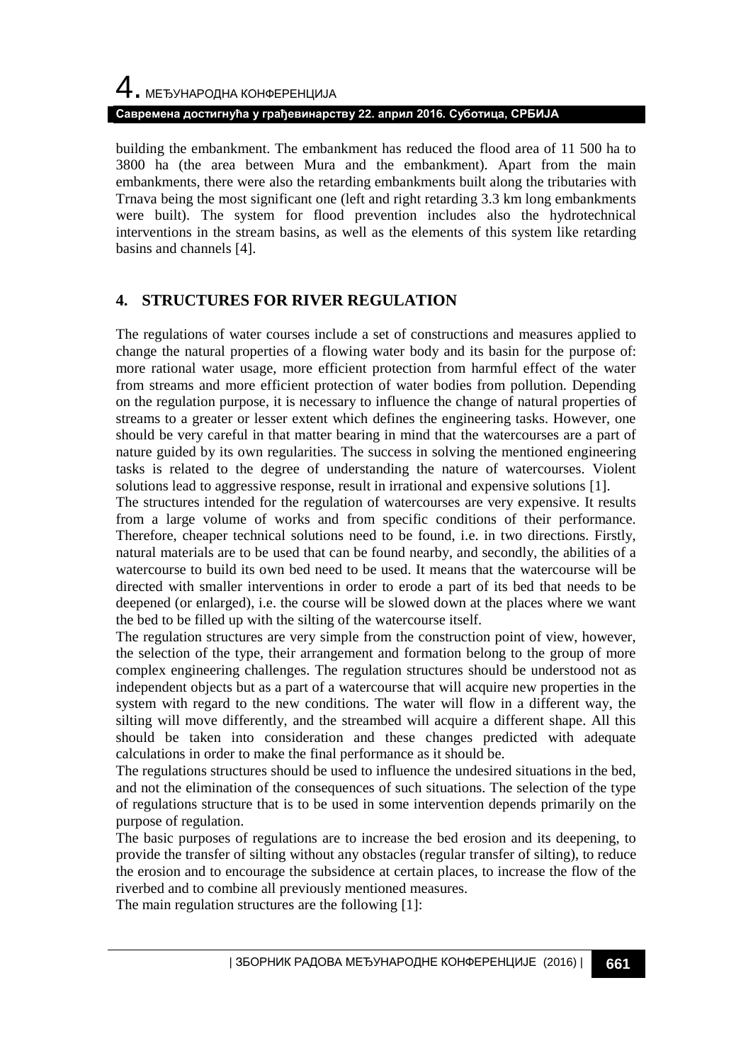building the embankment. The embankment has reduced the flood area of 11 500 ha to 3800 ha (the area between Mura and the embankment). Apart from the main embankments, there were also the retarding embankments built along the tributaries with Trnava being the most significant one (left and right retarding 3.3 km long embankments were built). The system for flood prevention includes also the hydrotechnical interventions in the stream basins, as well as the elements of this system like retarding basins and channels [4].

## 4. STRUCTURES FOR RIVER REGULATION

The regulations of water courses include a set of constructions and measures applied to change the natural properties of a flowing water body and its basin for the purpose of: more rational water usage, more efficient protection from harmful effect of the water from streams and more efficient protection of water bodies from pollution. Depending on the regulation purpose, it is necessary to influence the change of natural properties of streams to a greater or lesser extent which defines the engineering tasks. However, one should be very careful in that matter bearing in mind that the watercourses are a part of nature guided by its own regularities. The success in solving the mentioned engineering tasks is related to the degree of understanding the nature of watercourses. Violent solutions lead to aggressive response, result in irrational and expensive solutions [1].

The structures intended for the regulation of watercourses are very expensive. It results from a large volume of works and from specific conditions of their performance. Therefore, cheaper technical solutions need to be found, i.e. in two directions. Firstly, natural materials are to be used that can be found nearby, and secondly, the abilities of a watercourse to build its own bed need to be used. It means that the watercourse will be directed with smaller interventions in order to erode a part of its bed that needs to be deepened (or enlarged), i.e. the course will be slowed down at the places where we want the bed to be filled up with the silting of the watercourse itself.

The regulation structures are very simple from the construction point of view, however, the selection of the type, their arrangement and formation belong to the group of more complex engineering challenges. The regulation structures should be understood not as independent objects but as a part of a watercourse that will acquire new properties in the system with regard to the new conditions. The water will flow in a different way, the silting will move differently, and the streambed will acquire a different shape. All this should be taken into consideration and these changes predicted with adequate calculations in order to make the final performance as it should be.

The regulations structures should be used to influence the undesired situations in the bed, and not the elimination of the consequences of such situations. The selection of the type of regulations structure that is to be used in some intervention depends primarily on the purpose of regulation.

The basic purposes of regulations are to increase the bed erosion and its deepening, to provide the transfer of silting without any obstacles (regular transfer of silting), to reduce the erosion and to encourage the subsidence at certain places, to increase the flow of the riverbed and to combine all previously mentioned measures.

The main regulation structures are the following [1]: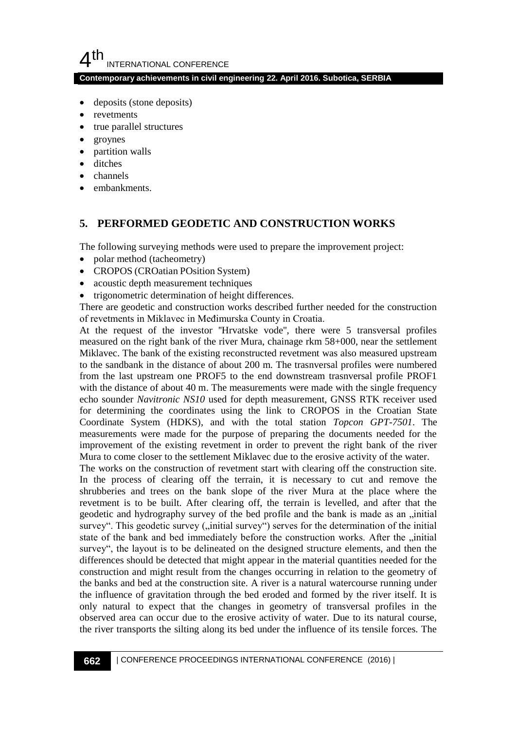- deposits (stone deposits)
- revetments
- true parallel structures
- groynes
- partition walls
- ditches
- channels
- embankments.

## 5. PERFORMED GEODETIC AND CONSTRUCTION WORKS

The following surveying methods were used to prepare the improvement project:

- polar method (tacheometry)
- CROPOS (CROatian POsition System)
- acoustic depth measurement techniques
- trigonometric determination of height differences.

There are geodetic and construction works described further needed for the construction of revetments in Miklavec in Međimurska County in Croatia.

At the request of the investor "Hrvatske vode", there were 5 transversal profiles measured on the right bank of the river Mura, chainage rkm 58+000, near the settlement Miklavec. The bank of the existing reconstructed revetment was also measured upstream to the sandbank in the distance of about 200 m. The trasnversal profiles were numbered from the last upstream one PROF5 to the end downstream trasnversal profile PROF1 with the distance of about 40 m. The measurements were made with the single frequency echo sounder *Navitronic NS10* used for depth measurement, GNSS RTK receiver used for determining the coordinates using the link to CROPOS in the Croatian State Coordinate System (HDKS), and with the total station *Topcon GPT-7501*. The measurements were made for the purpose of preparing the documents needed for the improvement of the existing revetment in order to prevent the right bank of the river Mura to come closer to the settlement Miklavec due to the erosive activity of the water.

The works on the construction of revetment start with clearing off the construction site. In the process of clearing off the terrain, it is necessary to cut and remove the shrubberies and trees on the bank slope of the river Mura at the place where the revetment is to be built. After clearing off, the terrain is levelled, and after that the geodetic and hydrography survey of the bed profile and the bank is made as an „initial survey". This geodetic survey („initial survey") serves for the determination of the initial state of the bank and bed immediately before the construction works. After the „initial survey", the layout is to be delineated on the designed structure elements, and then the differences should be detected that might appear in the material quantities needed for the construction and might result from the changes occurring in relation to the geometry of the banks and bed at the construction site. A river is a natural watercourse running under the influence of gravitation through the bed eroded and formed by the river itself. It is only natural to expect that the changes in geometry of transversal profiles in the observed area can occur due to the erosive activity of water. Due to its natural course, the river transports the silting along its bed under the influence of its tensile forces. The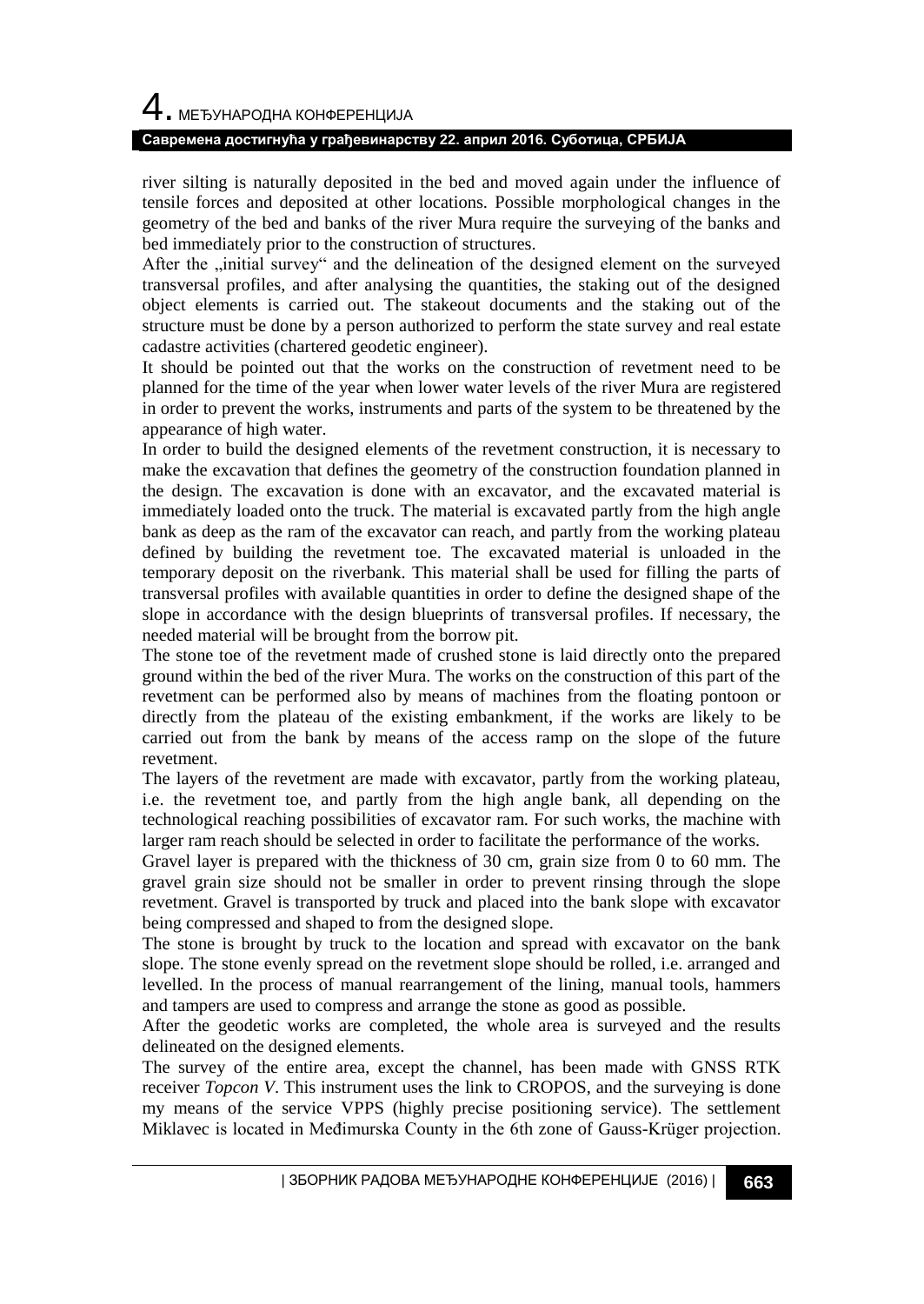river silting is naturally deposited in the bed and moved again under the influence of tensile forces and deposited at other locations. Possible morphological changes in the geometry of the bed and banks of the river Mura require the surveying of the banks and bed immediately prior to the construction of structures.

After the „initial survey“ and the delineation of the designed element on the surveyed transversal profiles, and after analysing the quantities, the staking out of the designed object elements is carried out. The stakeout documents and the staking out of the structure must be done by a person authorized to perform the state survey and real estate cadastre activities (chartered geodetic engineer).

It should be pointed out that the works on the construction of revetment need to be planned for the time of the year when lower water levels of the river Mura are registered in order to prevent the works, instruments and parts of the system to be threatened by the appearance of high water.

In order to build the designed elements of the revetment construction, it is necessary to make the excavation that defines the geometry of the construction foundation planned in the design. The excavation is done with an excavator, and the excavated material is immediately loaded onto the truck. The material is excavated partly from the high angle bank as deep as the ram of the excavator can reach, and partly from the working plateau defined by building the revetment toe. The excavated material is unloaded in the temporary deposit on the riverbank. This material shall be used for filling the parts of transversal profiles with available quantities in order to define the designed shape of the slope in accordance with the design blueprints of transversal profiles. If necessary, the needed material will be brought from the borrow pit.

The stone toe of the revetment made of crushed stone is laid directly onto the prepared ground within the bed of the river Mura. The works on the construction of this part of the revetment can be performed also by means of machines from the floating pontoon or directly from the plateau of the existing embankment, if the works are likely to be carried out from the bank by means of the access ramp on the slope of the future revetment.

The layers of the revetment are made with excavator, partly from the working plateau, i.e. the revetment toe, and partly from the high angle bank, all depending on the technological reaching possibilities of excavator ram. For such works, the machine with larger ram reach should be selected in order to facilitate the performance of the works.

Gravel layer is prepared with the thickness of 30 cm, grain size from 0 to 60 mm. The gravel grain size should not be smaller in order to prevent rinsing through the slope revetment. Gravel is transported by truck and placed into the bank slope with excavator being compressed and shaped to from the designed slope.

The stone is brought by truck to the location and spread with excavator on the bank slope. The stone evenly spread on the revetment slope should be rolled, i.e. arranged and levelled. In the process of manual rearrangement of the lining, manual tools, hammers and tampers are used to compress and arrange the stone as good as possible.

After the geodetic works are completed, the whole area is surveyed and the results delineated on the designed elements.

The survey of the entire area, except the channel, has been made with GNSS RTK receiver *Topcon V*. This instrument uses the link to CROPOS, and the surveying is done my means of the service VPPS (highly precise positioning service). The settlement Miklavec is located in Međimurska County in the 6th zone of Gauss-Krüger projection.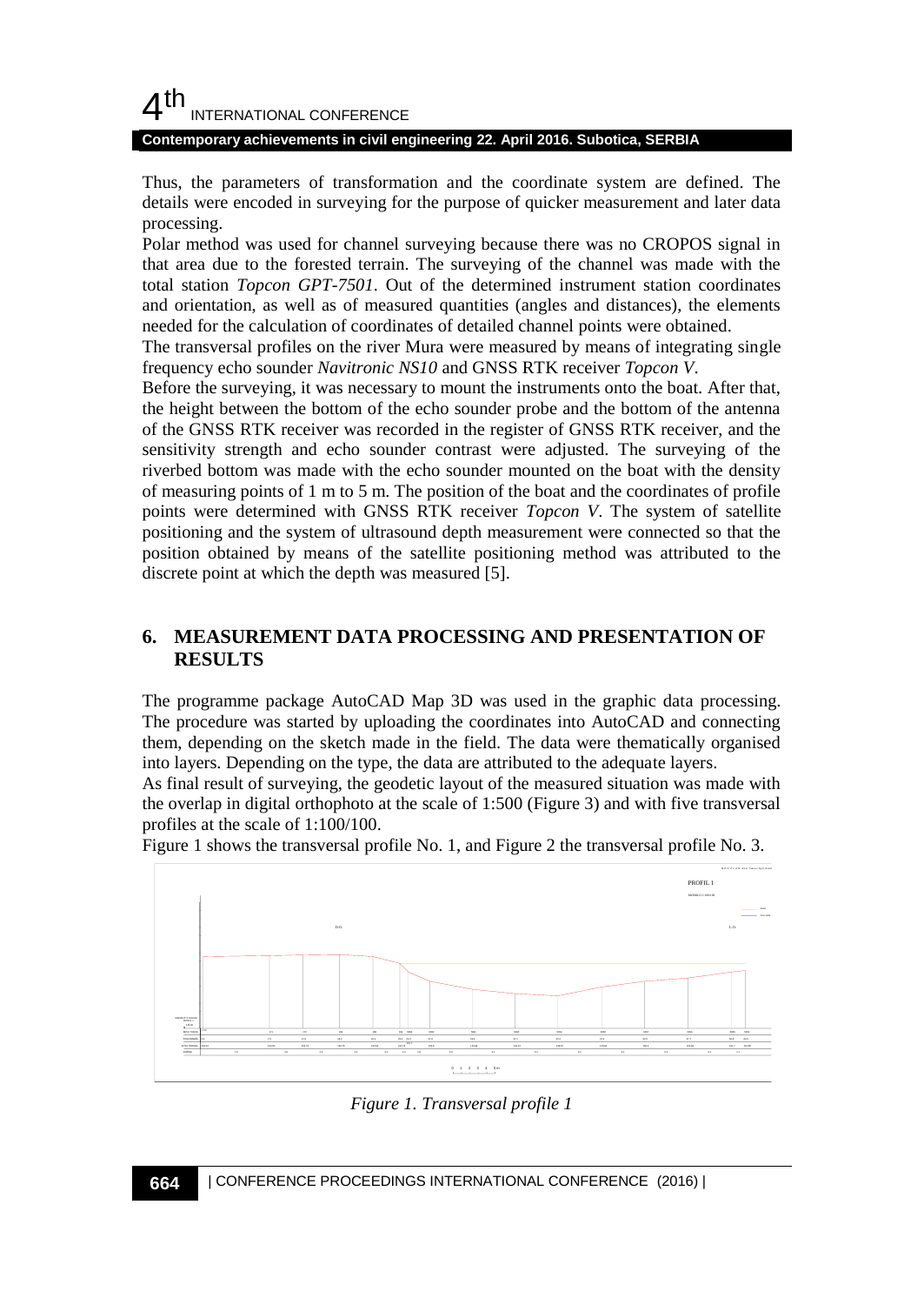Thus, the parameters of transformation and the coordinate system are defined. The details were encoded in surveying for the purpose of quicker measurement and later data processing.

Polar method was used for channel surveying because there was no CROPOS signal in that area due to the forested terrain. The surveying of the channel was made with the total station *Topcon GPT-7501*. Out of the determined instrument station coordinates and orientation, as well as of measured quantities (angles and distances), the elements needed for the calculation of coordinates of detailed channel points were obtained.

The transversal profiles on the river Mura were measured by means of integrating single frequency echo sounder *Navitronic NS10* and GNSS RTK receiver *Topcon V*.

Before the surveying, it was necessary to mount the instruments onto the boat. After that, the height between the bottom of the echo sounder probe and the bottom of the antenna of the GNSS RTK receiver was recorded in the register of GNSS RTK receiver, and the sensitivity strength and echo sounder contrast were adjusted. The surveying of the riverbed bottom was made with the echo sounder mounted on the boat with the density of measuring points of 1 m to 5 m. The position of the boat and the coordinates of profile points were determined with GNSS RTK receiver *Topcon V*. The system of satellite positioning and the system of ultrasound depth measurement were connected so that the position obtained by means of the satellite positioning method was attributed to the discrete point at which the depth was measured [5].

## 6. MEASUREMENT DATA PROCESSING AND PRESENTATION OF RESULTS

The programme package AutoCAD Map 3D was used in the graphic data processing. The procedure was started by uploading the coordinates into AutoCAD and connecting them, depending on the sketch made in the field. The data were thematically organised into layers. Depending on the type, the data are attributed to the adequate layers.

As final result of surveying, the geodetic layout of the measured situation was made with the overlap in digital orthophoto at the scale of 1:500 (Figure 3) and with five transversal profiles at the scale of 1:100/100.

Figure 1 shows the transversal profile No. 1, and Figure 2 the transversal profile No. 3.

*Figure 1. Transversal profile 1*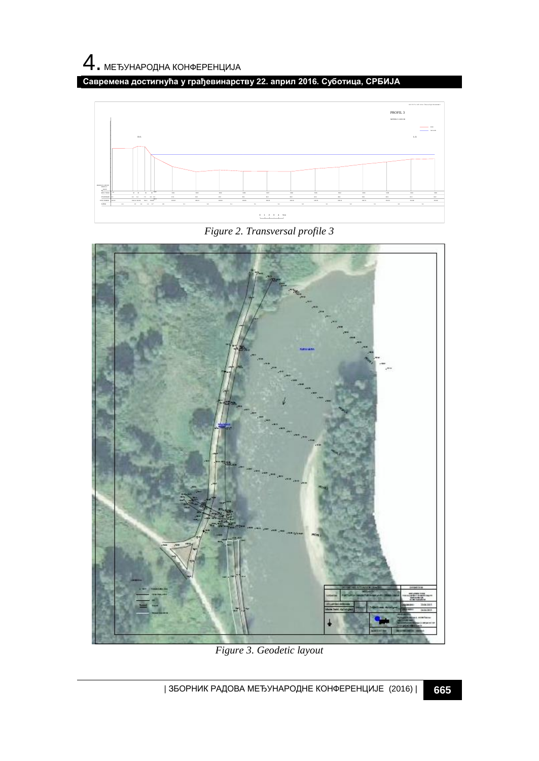Figure 2. Transversal profile 3

Figure 3. Geodetic layout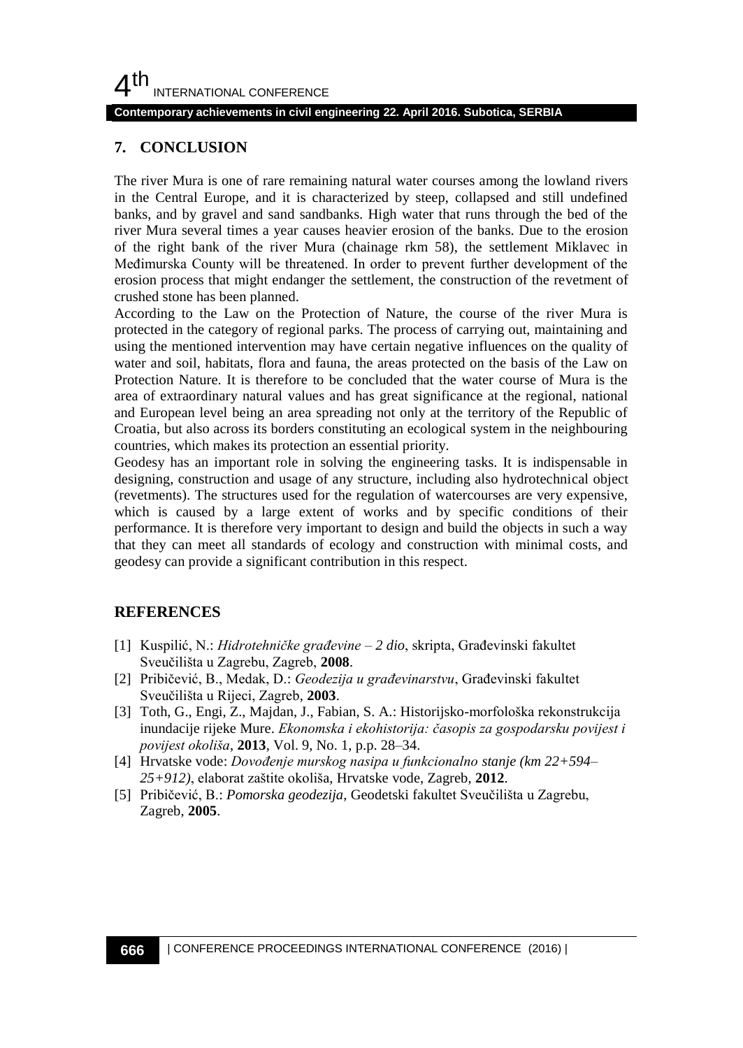## 7. CONCLUSION

The river Mura is one of rare remaining natural water courses among the lowland rivers in the Central Europe, and it is characterized by steep, collapsed and still undefined banks, and by gravel and sand sandbanks. High water that runs through the bed of the river Mura several times a year causes heavier erosion of the banks. Due to the erosion of the right bank of the river Mura (chainage rkm 58), the settlement Miklavec in Međimurska County will be threatened. In order to prevent further development of the erosion process that might endanger the settlement, the construction of the revetment of crushed stone has been planned.

According to the Law on the Protection of Nature, the course of the river Mura is protected in the category of regional parks. The process of carrying out, maintaining and using the mentioned intervention may have certain negative influences on the quality of water and soil, habitats, flora and fauna, the areas protected on the basis of the Law on Protection Nature. It is therefore to be concluded that the water course of Mura is the area of extraordinary natural values and has great significance at the regional, national and European level being an area spreading not only at the territory of the Republic of Croatia, but also across its borders constituting an ecological system in the neighbouring countries, which makes its protection an essential priority.

Geodesy has an important role in solving the engineering tasks. It is indispensable in designing, construction and usage of any structure, including also hydrotechnical object (revetments). The structures used for the regulation of watercourses are very expensive, which is caused by a large extent of works and by specific conditions of their performance. It is therefore very important to design and build the objects in such a way that they can meet all standards of ecology and construction with minimal costs, and geodesy can provide a significant contribution in this respect.

## REFERENCES

[1] Kuspilić, N.: *Hidrotehničke građevine – 2 dio*, skripta, Građevinski fakultet Sveučilišta u Zagrebu, Zagreb, **2008**.

[2] Pribičević, B., Medak, D.: *Geodezija u građevinarstvu*, Građevinski fakultet Sveučilišta u Rijeci, Zagreb, **2003**.

[3] Toth, G., Engi, Z., Majdan, J., Fabian, S. A.: Historijsko-morfološka rekonstrukcija inundacije rijeke Mure. *Ekonomska i ekohistorija: časopis za gospodarsku povijest i povijest okoliša*, **2013**, Vol. 9, No. 1, p.p. 28–34.

[4] Hrvatske vode: *Dovođenje murskog nasipa u funkcionalno stanje (km 22+594–25+912)*, elaborat zaštite okoliša, Hrvatske vode, Zagreb, **2012**.

[5] Pribičević, B.: *Pomorska geodezija*, Geodetski fakultet Sveučilišta u Zagrebu, Zagreb, **2005**.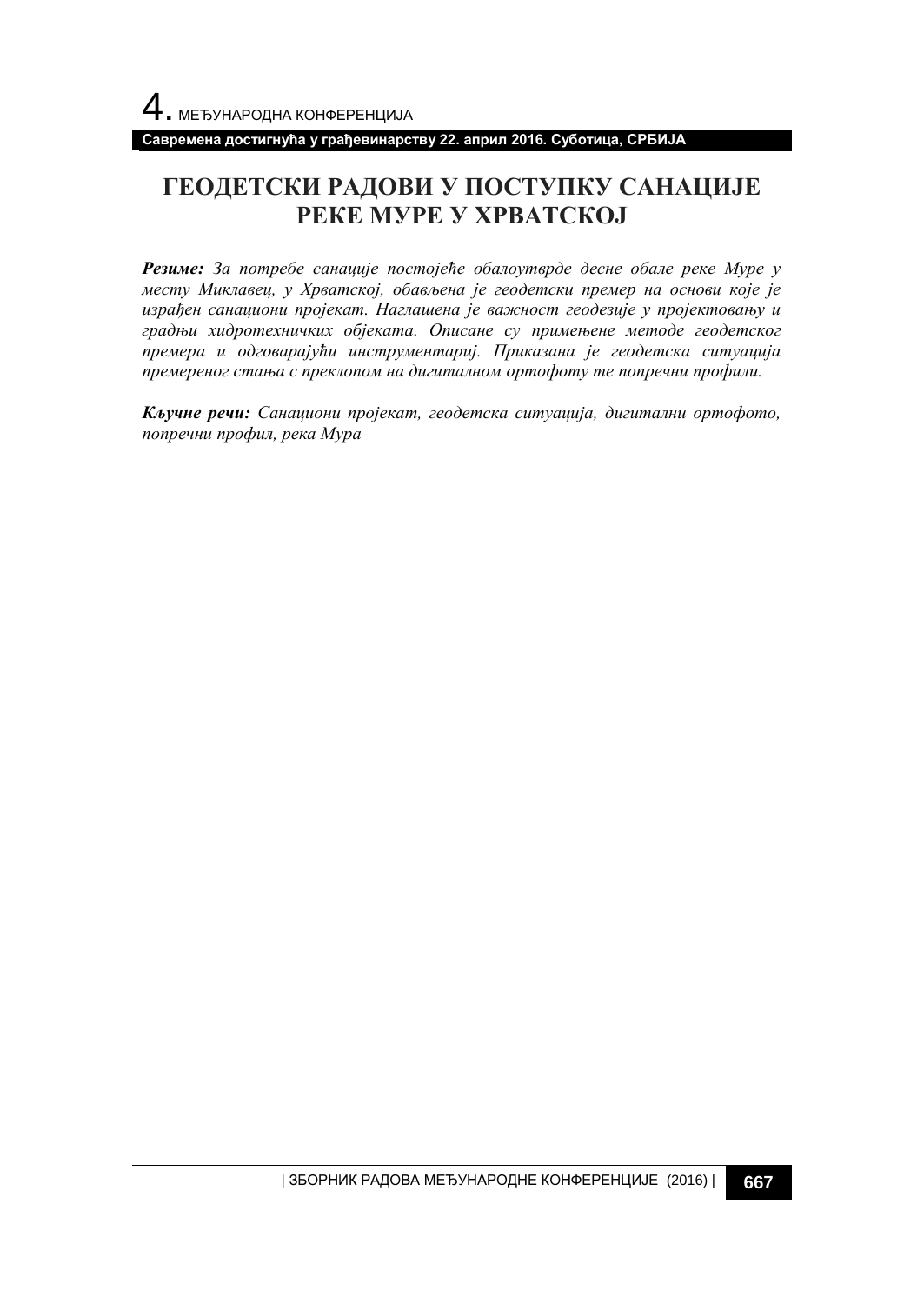# ГЕОДЕТСКИ РАДОВИ У ПОСТУПКУ САНАЦИЈЕ РЕКЕ МУРЕ У ХРВАТСКОЈ

***Резиме:*** *За потребе санације постојеће обалоутврде десне обале реке Муре у месту Миклавец, у Хрватској, обављена је геодетски премер на основи које је израђен санациони пројекат. Наглашена је важност геодезије у пројектовању и градњи хидротехничких објеката. Описане су примењене методе геодетског премера и одговарајући инструментариј. Приказана је геодетска ситуација премереног стања с преклопом на дигиталном ортофоту те попречни профили.*

***Кључне речи:*** *Санациони пројекат, геодетска ситуација, дигитални ортофото, попречни профил, река Мура*